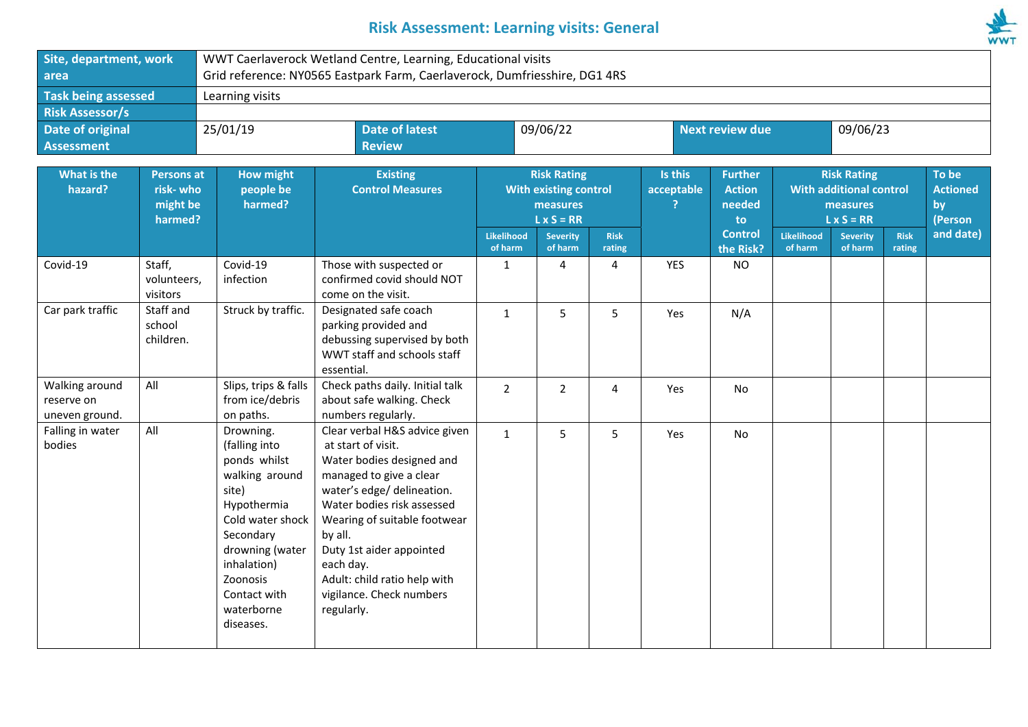# Risk Assessment: Learning visits: General

| Site, department, work area | WWT Caerlaverock Wetland Centre, Learning, Educational visits<br>Grid reference: NY0565 Eastpark Farm, Caerlaverock, Dumfriesshire, DG1 4RS | | | | |
|---|---|---|---|---|---|
| Task being assessed | Learning visits | | | | |
| Risk Assessor/s | | | | | |
| Date of original Assessment | 25/01/19 | Date of latest Review | 09/06/22 | Next review due | 09/06/23 |

| What is the hazard? | Persons at risk- who might be harmed? | How might people be harmed? | Existing Control Measures | Risk Rating With existing control measures L x S = RR | | | Is this acceptable ? | Further Action needed to Control the Risk? | Risk Rating With additional control measures L x S = RR | | | To be Actioned by (Person and date) |
|---|---|---|---|---|---|---|---|---|---|---|---|---|
| | | | | Likelihood of harm | Severity of harm | Risk rating | | | Likelihood of harm | Severity of harm | Risk rating | |
| Covid-19 | Staff, volunteers, visitors | Covid-19 infection | Those with suspected or confirmed covid should NOT come on the visit. | 1 | 4 | 4 | YES | NO | | | | |
| Car park traffic | Staff and school children. | Struck by traffic. | Designated safe coach parking provided and debussing supervised by both WWT staff and schools staff essential. | 1 | 5 | 5 | Yes | N/A | | | | |
| Walking around reserve on uneven ground. | All | Slips, trips & falls from ice/debris on paths. | Check paths daily. Initial talk about safe walking. Check numbers regularly. | 2 | 2 | 4 | Yes | No | | | | |
| Falling in water bodies | All | Drowning. (falling into ponds whilst walking around site)<br>Hypothermia<br>Cold water shock<br>Secondary drowning (water inhalation)<br>Zoonosis<br>Contact with waterborne diseases. | Clear verbal H&S advice given at start of visit.<br>Water bodies designed and managed to give a clear water's edge/ delineation.<br>Water bodies risk assessed<br>Wearing of suitable footwear by all.<br>Duty 1st aider appointed each day.<br>Adult: child ratio help with vigilance. Check numbers regularly. | 1 | 5 | 5 | Yes | No | | | | |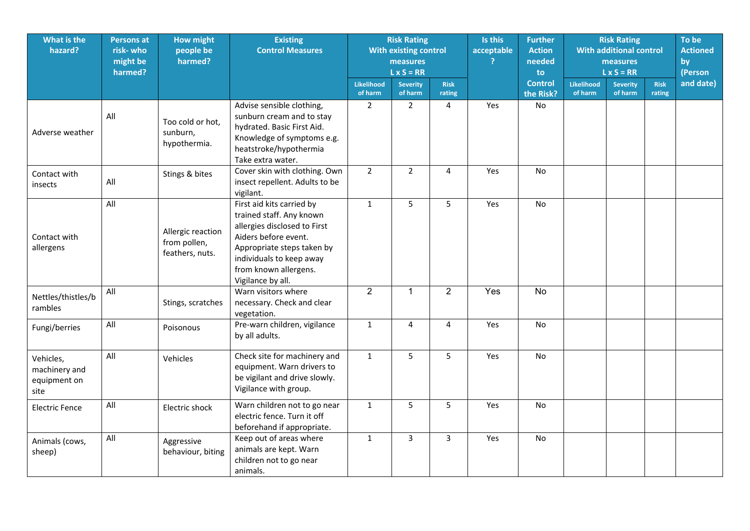| What is the hazard? | Persons at risk- who might be harmed? | How might people be harmed? | Existing Control Measures | Risk Rating With existing control measures L x S = RR | | | Is this acceptable ? | Further Action needed to Control the Risk? | Risk Rating With additional control measures L x S = RR | | | To be Actioned by (Person and date) |
|---|---|---|---|---|---|---|---|---|---|---|---|---|
| | | | | Likelihood of harm | Severity of harm | Risk rating | | | Likelihood of harm | Severity of harm | Risk rating | |
| Adverse weather | All | Too cold or hot, sunburn, hypothermia. | Advise sensible clothing, sunburn cream and to stay hydrated. Basic First Aid. Knowledge of symptoms e.g. heatstroke/hypothermia Take extra water. | 2 | 2 | 4 | Yes | No | | | | |
| Contact with insects | All | Stings & bites | Cover skin with clothing. Own insect repellent. Adults to be vigilant. | 2 | 2 | 4 | Yes | No | | | | |
| Contact with allergens | All | Allergic reaction from pollen, feathers, nuts. | First aid kits carried by trained staff. Any known allergies disclosed to First Aiders before event. Appropriate steps taken by individuals to keep away from known allergens. Vigilance by all. | 1 | 5 | 5 | Yes | No | | | | |
| Nettles/thistles/brambles | All | Stings, scratches | Warn visitors where necessary. Check and clear vegetation. | 2 | 1 | 2 | Yes | No | | | | |
| Fungi/berries | All | Poisonous | Pre-warn children, vigilance by all adults. | 1 | 4 | 4 | Yes | No | | | | |
| Vehicles, machinery and equipment on site | All | Vehicles | Check site for machinery and equipment. Warn drivers to be vigilant and drive slowly. Vigilance with group. | 1 | 5 | 5 | Yes | No | | | | |
| Electric Fence | All | Electric shock | Warn children not to go near electric fence. Turn it off beforehand if appropriate. | 1 | 5 | 5 | Yes | No | | | | |
| Animals (cows, sheep) | All | Aggressive behaviour, biting | Keep out of areas where animals are kept. Warn children not to go near animals. | 1 | 3 | 3 | Yes | No | | | | |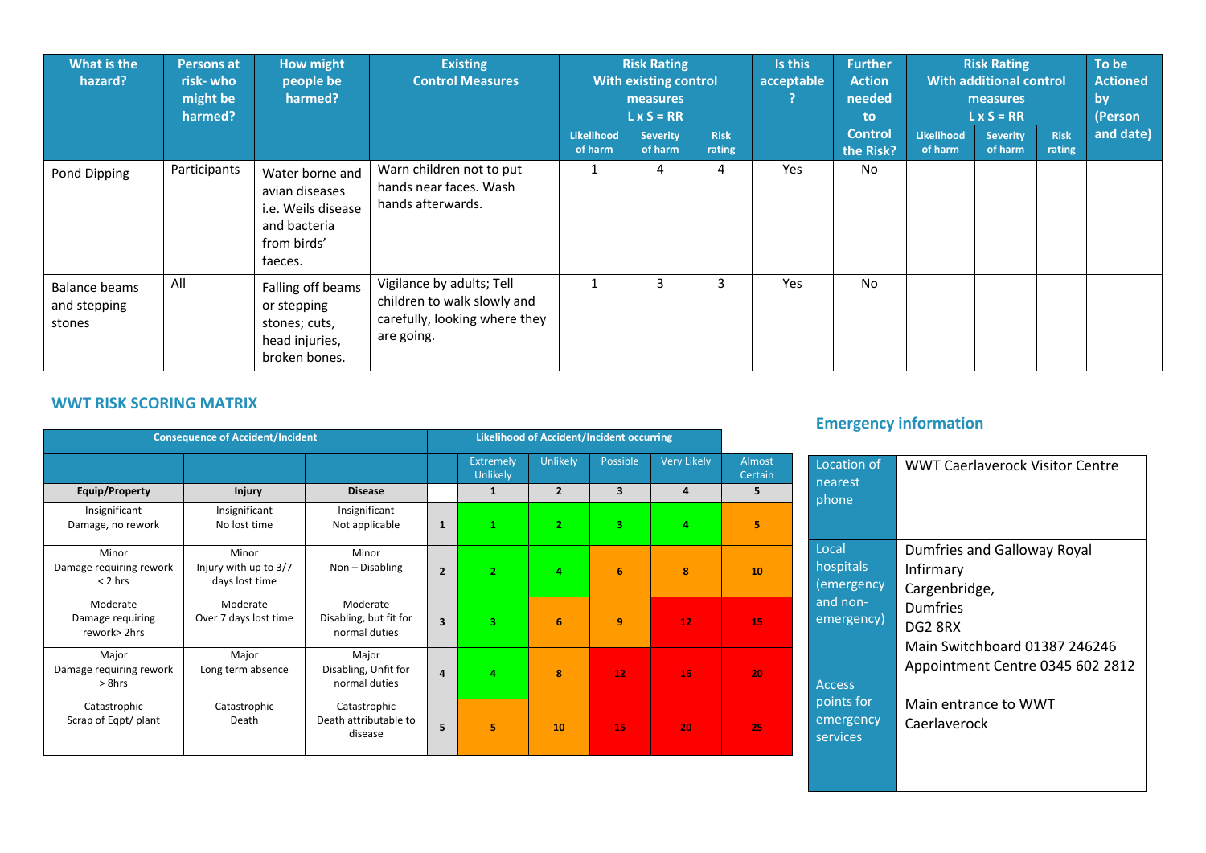| What is the hazard? | Persons at risk- who might be harmed? | How might people be harmed? | Existing Control Measures | Risk Rating With existing control measures L x S = RR | | | Is this acceptable ? | Further Action needed to Control the Risk? | Risk Rating With additional control measures L x S = RR | | | To be Actioned by (Person and date) |
|---|---|---|---|---|---|---|---|---|---|---|---|---|
| | | | | Likelihood of harm | Severity of harm | Risk rating | | | Likelihood of harm | Severity of harm | Risk rating | |
| Pond Dipping | Participants | Water borne and avian diseases i.e. Weils disease and bacteria from birds' faeces. | Warn children not to put hands near faces. Wash hands afterwards. | 1 | 4 | 4 | Yes | No | | | | |
| Balance beams and stepping stones | All | Falling off beams or stepping stones; cuts, head injuries, broken bones. | Vigilance by adults; Tell children to walk slowly and carefully, looking where they are going. | 1 | 3 | 3 | Yes | No | | | | |

## WWT RISK SCORING MATRIX

| Consequence of Accident/Incident | | | | Likelihood of Accident/Incident occurring | | | | |
|---|---|---|---|---|---|---|---|---|
| | | | | Extremely Unlikely | Unlikely | Possible | Very Likely | Almost Certain |
| Equip/Property | Injury | Disease | | 1 | 2 | 3 | 4 | 5 |
| Insignificant Damage, no rework | Insignificant No lost time | Insignificant Not applicable | 1 | 1 | 2 | 3 | 4 | 5 |
| Minor Damage requiring rework < 2 hrs | Minor Injury with up to 3/7 days lost time | Minor Non – Disabling | 2 | 2 | 4 | 6 | 8 | 10 |
| Moderate Damage requiring rework> 2hrs | Moderate Over 7 days lost time | Moderate Disabling, but fit for normal duties | 3 | 3 | 6 | 9 | 12 | 15 |
| Major Damage requiring rework > 8hrs | Major Long term absence | Major Disabling, Unfit for normal duties | 4 | 4 | 8 | 12 | 16 | 20 |
| Catastrophic Scrap of Eqpt/ plant | Catastrophic Death | Catastrophic Death attributable to disease | 5 | 5 | 10 | 15 | 20 | 25 |

## Emergency information

| | |
|---|---|
| Location of nearest phone | WWT Caerlaverock Visitor Centre |
| Local hospitals (emergency and non-emergency) | Dumfries and Galloway Royal Infirmary<br>Cargenbridge,<br>Dumfries<br>DG2 8RX<br>Main Switchboard 01387 246246<br>Appointment Centre 0345 602 2812 |
| Access points for emergency services | Main entrance to WWT Caerlaverock |